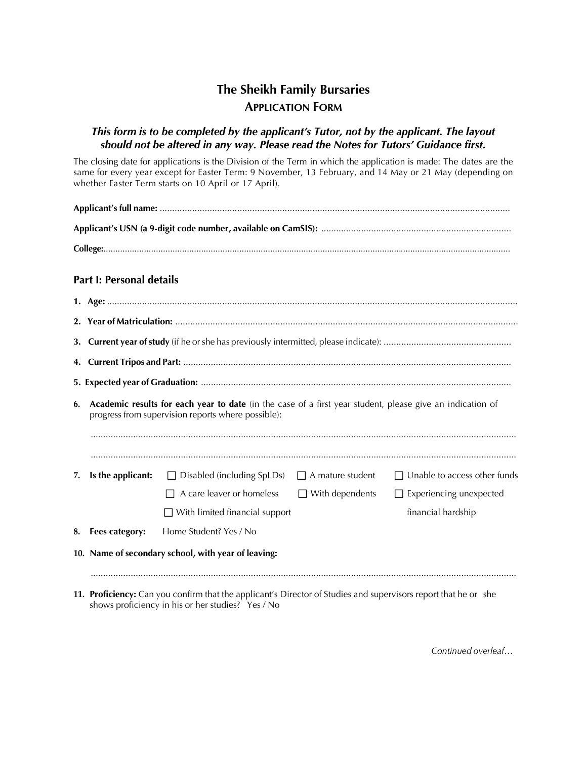# The Sheikh Family Bursaries

## APPLICATION FORM

***This form is to be completed by the applicant's Tutor, not by the applicant. The layout should not be altered in any way. Please read the Notes for Tutors' Guidance first.***

The closing date for applications is the Division of the Term in which the application is made: The dates are the same for every year except for Easter Term: 9 November, 13 February, and 14 May or 21 May (depending on whether Easter Term starts on 10 April or 17 April).

**Applicant's full name:** ..........................................................................................................................................

**Applicant's USN (a 9-digit code number, available on CamSIS):** ..........................................................................

**College:**..........................................................................................................................................................

## Part I: Personal details

1. **Age:** ..........................................................................................................................................................

2. **Year of Matriculation:** ..........................................................................................................................

3. **Current year of study** (if he or she has previously intermitted, please indicate): ..................................................

4. **Current Tripos and Part:** ..........................................................................................................................

5. **Expected year of Graduation:** ..................................................................................................................

6. **Academic results for each year to date** (in the case of a first year student, please give an indication of progress from supervision reports where possible):

   ..........................................................................................................................................................

   ..........................................................................................................................................................

7. **Is the applicant:**
   - ☐ Disabled (including SpLDs)
   - ☐ A mature student
   - ☐ Unable to access other funds
   - ☐ A care leaver or homeless
   - ☐ With dependents
   - ☐ Experiencing unexpected financial hardship
   - ☐ With limited financial support

8. **Fees category:** Home Student? Yes / No

10. **Name of secondary school, with year of leaving:**

    ..........................................................................................................................................................

11. **Proficiency:** Can you confirm that the applicant's Director of Studies and supervisors report that he or she shows proficiency in his or her studies? Yes / No

*Continued overleaf…*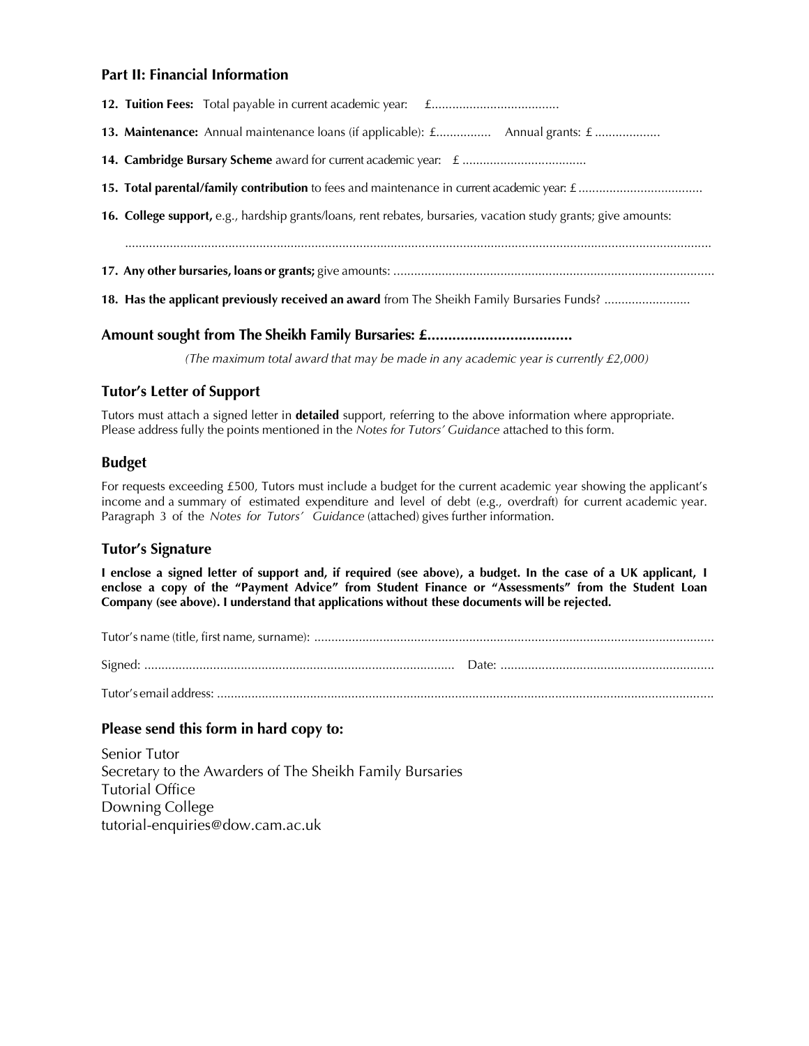## Part II: Financial Information

12. **Tuition Fees:** Total payable in current academic year: £.....................................

13. **Maintenance:** Annual maintenance loans (if applicable): £................ Annual grants: £ ...................

14. **Cambridge Bursary Scheme** award for current academic year: £ ....................................

15. **Total parental/family contribution** to fees and maintenance in current academic year: £ ....................................

16. **College support,** e.g., hardship grants/loans, rent rebates, bursaries, vacation study grants; give amounts:

    .......................................................................................................................................................................

17. **Any other bursaries, loans or grants;** give amounts: ............................................................................................

18. **Has the applicant previously received an award** from The Sheikh Family Bursaries Funds? .........................

### Amount sought from The Sheikh Family Bursaries: £...................................

*(The maximum total award that may be made in any academic year is currently £2,000)*

### Tutor's Letter of Support

Tutors must attach a signed letter in **detailed** support, referring to the above information where appropriate. Please address fully the points mentioned in the *Notes for Tutors' Guidance* attached to this form.

### Budget

For requests exceeding £500, Tutors must include a budget for the current academic year showing the applicant's income and a summary of estimated expenditure and level of debt (e.g., overdraft) for current academic year. Paragraph 3 of the *Notes for Tutors' Guidance* (attached) gives further information.

### Tutor's Signature

**I enclose a signed letter of support and, if required (see above), a budget. In the case of a UK applicant, I enclose a copy of the "Payment Advice" from Student Finance or "Assessments" from the Student Loan Company (see above). I understand that applications without these documents will be rejected.**

Tutor's name (title, first name, surname): ..................................................................................................................

Signed: ......................................................................................... Date: .............................................................

Tutor's email address: .............................................................................................................................................

### Please send this form in hard copy to:

Senior Tutor
Secretary to the Awarders of The Sheikh Family Bursaries
Tutorial Office
Downing College
tutorial-enquiries@dow.cam.ac.uk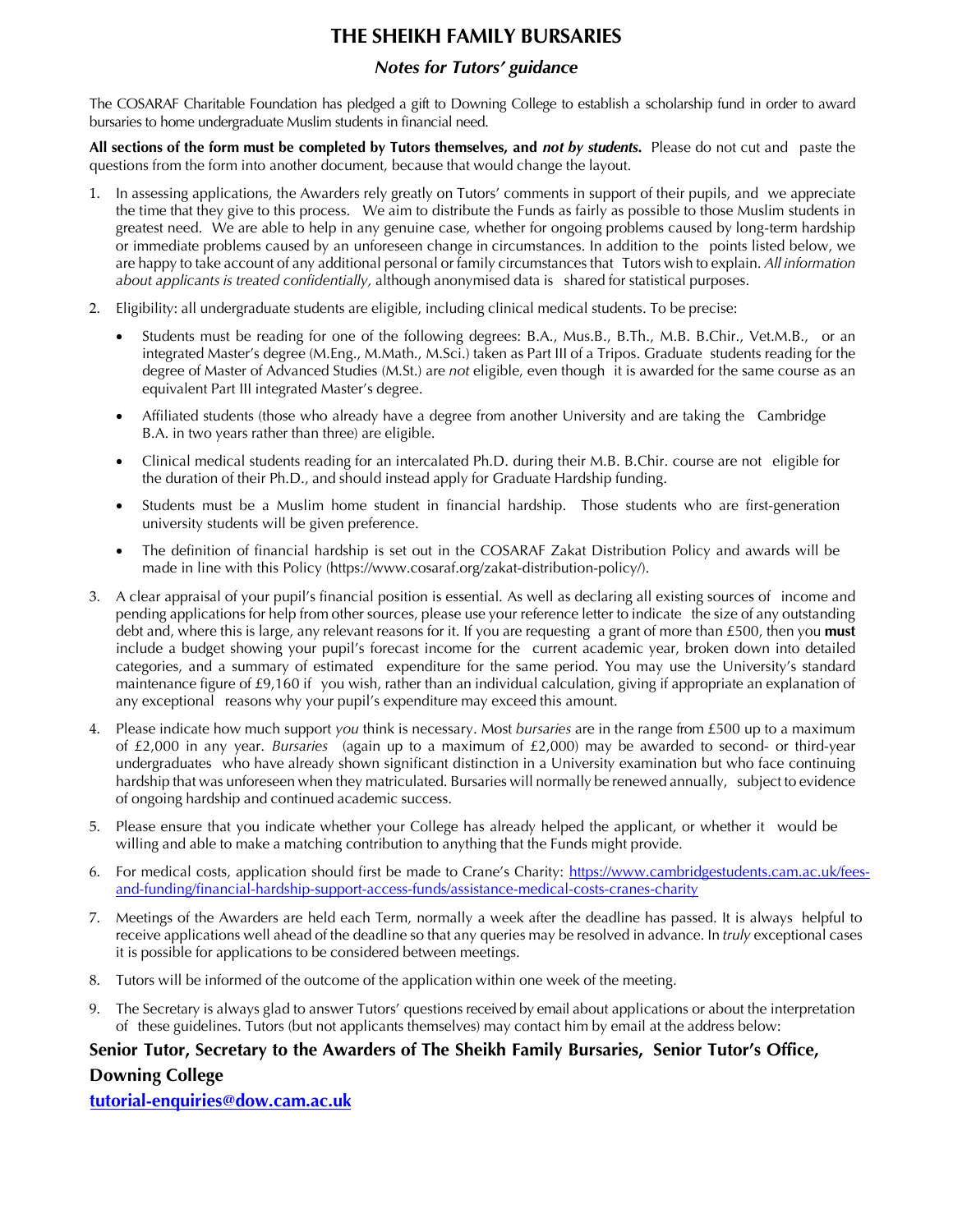# THE SHEIKH FAMILY BURSARIES

## *Notes for Tutors' guidance*

The COSARAF Charitable Foundation has pledged a gift to Downing College to establish a scholarship fund in order to award bursaries to home undergraduate Muslim students in financial need.

**All sections of the form must be completed by Tutors themselves, and *not by students.*** Please do not cut and paste the questions from the form into another document, because that would change the layout.

1. In assessing applications, the Awarders rely greatly on Tutors' comments in support of their pupils, and we appreciate the time that they give to this process. We aim to distribute the Funds as fairly as possible to those Muslim students in greatest need. We are able to help in any genuine case, whether for ongoing problems caused by long-term hardship or immediate problems caused by an unforeseen change in circumstances. In addition to the points listed below, we are happy to take account of any additional personal or family circumstances that Tutors wish to explain. *All information about applicants is treated confidentially,* although anonymised data is shared for statistical purposes.

2. Eligibility: all undergraduate students are eligible, including clinical medical students. To be precise:

   - Students must be reading for one of the following degrees: B.A., Mus.B., B.Th., M.B. B.Chir., Vet.M.B., or an integrated Master's degree (M.Eng., M.Math., M.Sci.) taken as Part III of a Tripos. Graduate students reading for the degree of Master of Advanced Studies (M.St.) are *not* eligible, even though it is awarded for the same course as an equivalent Part III integrated Master's degree.
   - Affiliated students (those who already have a degree from another University and are taking the Cambridge B.A. in two years rather than three) are eligible.
   - Clinical medical students reading for an intercalated Ph.D. during their M.B. B.Chir. course are not eligible for the duration of their Ph.D., and should instead apply for Graduate Hardship funding.
   - Students must be a Muslim home student in financial hardship. Those students who are first-generation university students will be given preference.
   - The definition of financial hardship is set out in the COSARAF Zakat Distribution Policy and awards will be made in line with this Policy (https://www.cosaraf.org/zakat-distribution-policy/).

3. A clear appraisal of your pupil's financial position is essential. As well as declaring all existing sources of income and pending applications for help from other sources, please use your reference letter to indicate the size of any outstanding debt and, where this is large, any relevant reasons for it. If you are requesting a grant of more than £500, then you **must** include a budget showing your pupil's forecast income for the current academic year, broken down into detailed categories, and a summary of estimated expenditure for the same period. You may use the University's standard maintenance figure of £9,160 if you wish, rather than an individual calculation, giving if appropriate an explanation of any exceptional reasons why your pupil's expenditure may exceed this amount.

4. Please indicate how much support *you* think is necessary. Most *bursaries* are in the range from £500 up to a maximum of £2,000 in any year. *Bursaries* (again up to a maximum of £2,000) may be awarded to second- or third-year undergraduates who have already shown significant distinction in a University examination but who face continuing hardship that was unforeseen when they matriculated. Bursaries will normally be renewed annually, subject to evidence of ongoing hardship and continued academic success.

5. Please ensure that you indicate whether your College has already helped the applicant, or whether it would be willing and able to make a matching contribution to anything that the Funds might provide.

6. For medical costs, application should first be made to Crane's Charity: [https://www.cambridgestudents.cam.ac.uk/fees-and-funding/financial-hardship-support-access-funds/assistance-medical-costs-cranes-charity](https://www.cambridgestudents.cam.ac.uk/fees-and-funding/financial-hardship-support-access-funds/assistance-medical-costs-cranes-charity)

7. Meetings of the Awarders are held each Term, normally a week after the deadline has passed. It is always helpful to receive applications well ahead of the deadline so that any queries may be resolved in advance. In *truly* exceptional cases it is possible for applications to be considered between meetings.

8. Tutors will be informed of the outcome of the application within one week of the meeting.

9. The Secretary is always glad to answer Tutors' questions received by email about applications or about the interpretation of these guidelines. Tutors (but not applicants themselves) may contact him by email at the address below:

**Senior Tutor, Secretary to the Awarders of The Sheikh Family Bursaries, Senior Tutor's Office, Downing College**

**[tutorial-enquiries@dow.cam.ac.uk](mailto:tutorial-enquiries@dow.cam.ac.uk)**